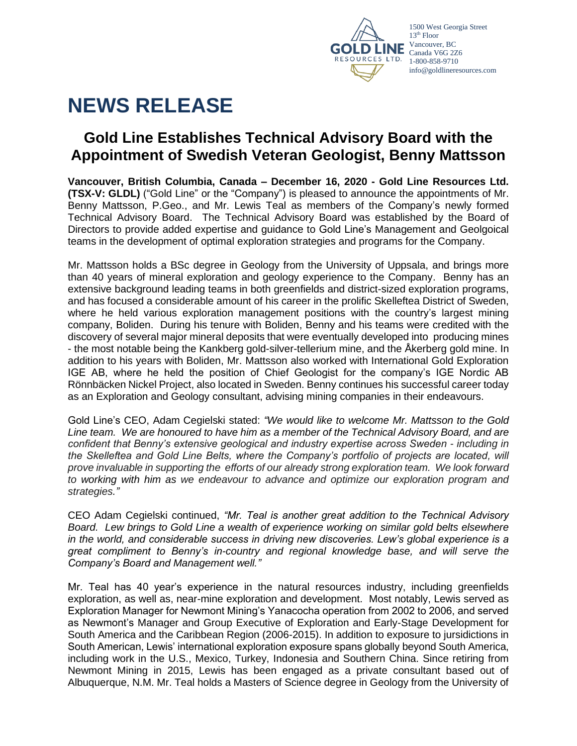1500 West Georgia Street
13th Floor
Vancouver, BC
Canada V6G 2Z6
1-800-858-9710
info@goldlineresources.com

# NEWS RELEASE

## Gold Line Establishes Technical Advisory Board with the Appointment of Swedish Veteran Geologist, Benny Mattsson

**Vancouver, British Columbia, Canada – December 16, 2020 - Gold Line Resources Ltd. (TSX-V: GLDL)** ("Gold Line" or the "Company") is pleased to announce the appointments of Mr. Benny Mattsson, P.Geo., and Mr. Lewis Teal as members of the Company's newly formed Technical Advisory Board. The Technical Advisory Board was established by the Board of Directors to provide added expertise and guidance to Gold Line's Management and Geolgoical teams in the development of optimal exploration strategies and programs for the Company.

Mr. Mattsson holds a BSc degree in Geology from the University of Uppsala, and brings more than 40 years of mineral exploration and geology experience to the Company. Benny has an extensive background leading teams in both greenfields and district-sized exploration programs, and has focused a considerable amount of his career in the prolific Skelleftea District of Sweden, where he held various exploration management positions with the country's largest mining company, Boliden. During his tenure with Boliden, Benny and his teams were credited with the discovery of several major mineral deposits that were eventually developed into producing mines - the most notable being the Kankberg gold-silver-tellerium mine, and the Åkerberg gold mine. In addition to his years with Boliden, Mr. Mattsson also worked with International Gold Exploration IGE AB, where he held the position of Chief Geologist for the company's IGE Nordic AB Rönnbäcken Nickel Project, also located in Sweden. Benny continues his successful career today as an Exploration and Geology consultant, advising mining companies in their endeavours.

Gold Line's CEO, Adam Cegielski stated: *"We would like to welcome Mr. Mattsson to the Gold Line team. We are honoured to have him as a member of the Technical Advisory Board, and are confident that Benny's extensive geological and industry expertise across Sweden - including in the Skelleftea and Gold Line Belts, where the Company's portfolio of projects are located, will prove invaluable in supporting the efforts of our already strong exploration team. We look forward to working with him as we endeavour to advance and optimize our exploration program and strategies."*

CEO Adam Cegielski continued, *"Mr. Teal is another great addition to the Technical Advisory Board. Lew brings to Gold Line a wealth of experience working on similar gold belts elsewhere in the world, and considerable success in driving new discoveries. Lew's global experience is a great compliment to Benny's in-country and regional knowledge base, and will serve the Company's Board and Management well."*

Mr. Teal has 40 year's experience in the natural resources industry, including greenfields exploration, as well as, near-mine exploration and development. Most notably, Lewis served as Exploration Manager for Newmont Mining's Yanacocha operation from 2002 to 2006, and served as Newmont's Manager and Group Executive of Exploration and Early-Stage Development for South America and the Caribbean Region (2006-2015). In addition to exposure to jursidictions in South American, Lewis' international exploration exposure spans globally beyond South America, including work in the U.S., Mexico, Turkey, Indonesia and Southern China. Since retiring from Newmont Mining in 2015, Lewis has been engaged as a private consultant based out of Albuquerque, N.M. Mr. Teal holds a Masters of Science degree in Geology from the University of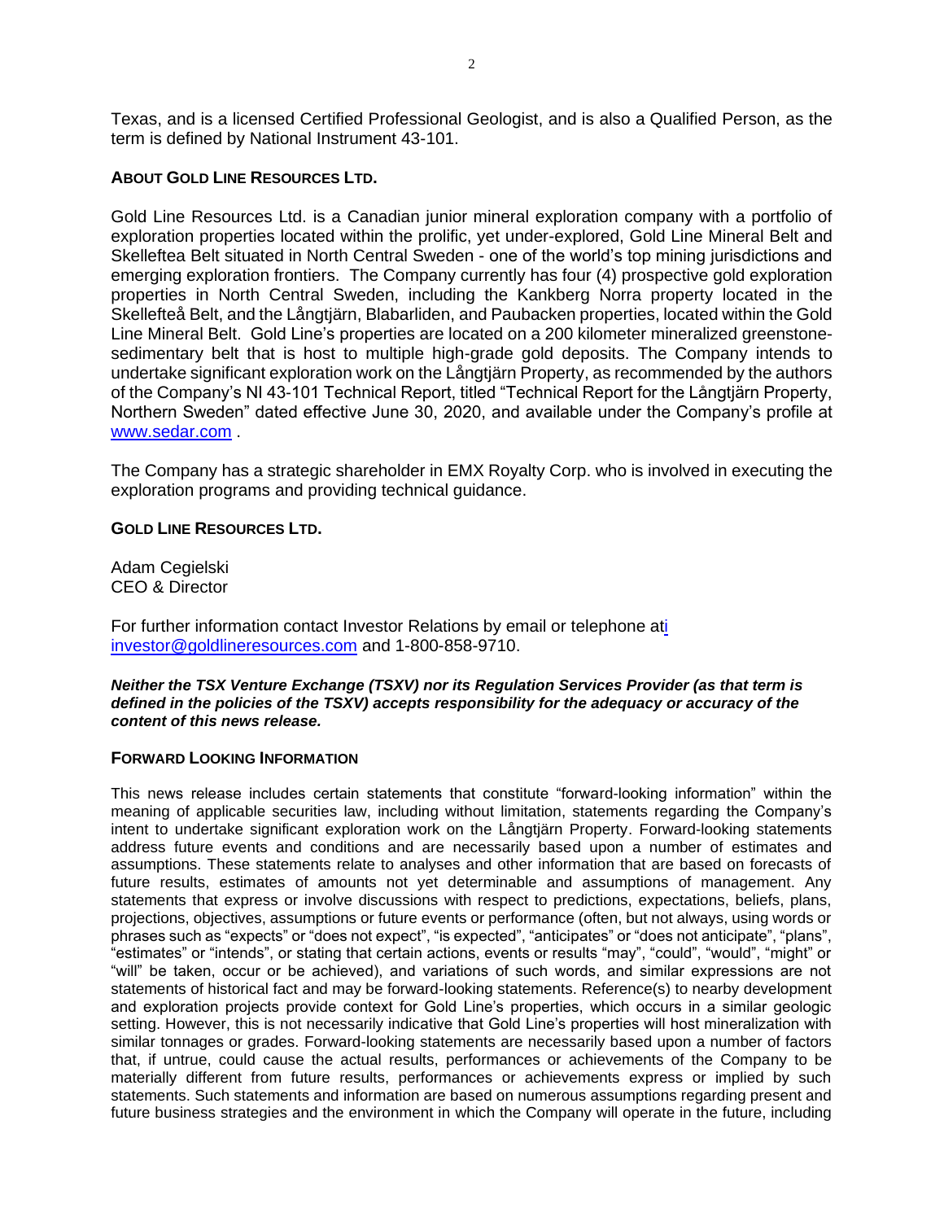Texas, and is a licensed Certified Professional Geologist, and is also a Qualified Person, as the term is defined by National Instrument 43-101.

**ABOUT GOLD LINE RESOURCES LTD.**

Gold Line Resources Ltd. is a Canadian junior mineral exploration company with a portfolio of exploration properties located within the prolific, yet under-explored, Gold Line Mineral Belt and Skelleftea Belt situated in North Central Sweden - one of the world's top mining jurisdictions and emerging exploration frontiers. The Company currently has four (4) prospective gold exploration properties in North Central Sweden, including the Kankberg Norra property located in the Skellefteå Belt, and the Långtjärn, Blabarliden, and Paubacken properties, located within the Gold Line Mineral Belt. Gold Line's properties are located on a 200 kilometer mineralized greenstone-sedimentary belt that is host to multiple high-grade gold deposits. The Company intends to undertake significant exploration work on the Långtjärn Property, as recommended by the authors of the Company's NI 43-101 Technical Report, titled "Technical Report for the Långtjärn Property, Northern Sweden" dated effective June 30, 2020, and available under the Company's profile at www.sedar.com .

The Company has a strategic shareholder in EMX Royalty Corp. who is involved in executing the exploration programs and providing technical guidance.

**GOLD LINE RESOURCES LTD.**

Adam Cegielski
CEO & Director

For further information contact Investor Relations by email or telephone ati investor@goldlineresources.com and 1-800-858-9710.

***Neither the TSX Venture Exchange (TSXV) nor its Regulation Services Provider (as that term is defined in the policies of the TSXV) accepts responsibility for the adequacy or accuracy of the content of this news release.***

**FORWARD LOOKING INFORMATION**

This news release includes certain statements that constitute "forward-looking information" within the meaning of applicable securities law, including without limitation, statements regarding the Company's intent to undertake significant exploration work on the Långtjärn Property. Forward-looking statements address future events and conditions and are necessarily based upon a number of estimates and assumptions. These statements relate to analyses and other information that are based on forecasts of future results, estimates of amounts not yet determinable and assumptions of management. Any statements that express or involve discussions with respect to predictions, expectations, beliefs, plans, projections, objectives, assumptions or future events or performance (often, but not always, using words or phrases such as "expects" or "does not expect", "is expected", "anticipates" or "does not anticipate", "plans", "estimates" or "intends", or stating that certain actions, events or results "may", "could", "would", "might" or "will" be taken, occur or be achieved), and variations of such words, and similar expressions are not statements of historical fact and may be forward-looking statements. Reference(s) to nearby development and exploration projects provide context for Gold Line's properties, which occurs in a similar geologic setting. However, this is not necessarily indicative that Gold Line's properties will host mineralization with similar tonnages or grades. Forward-looking statements are necessarily based upon a number of factors that, if untrue, could cause the actual results, performances or achievements of the Company to be materially different from future results, performances or achievements express or implied by such statements. Such statements and information are based on numerous assumptions regarding present and future business strategies and the environment in which the Company will operate in the future, including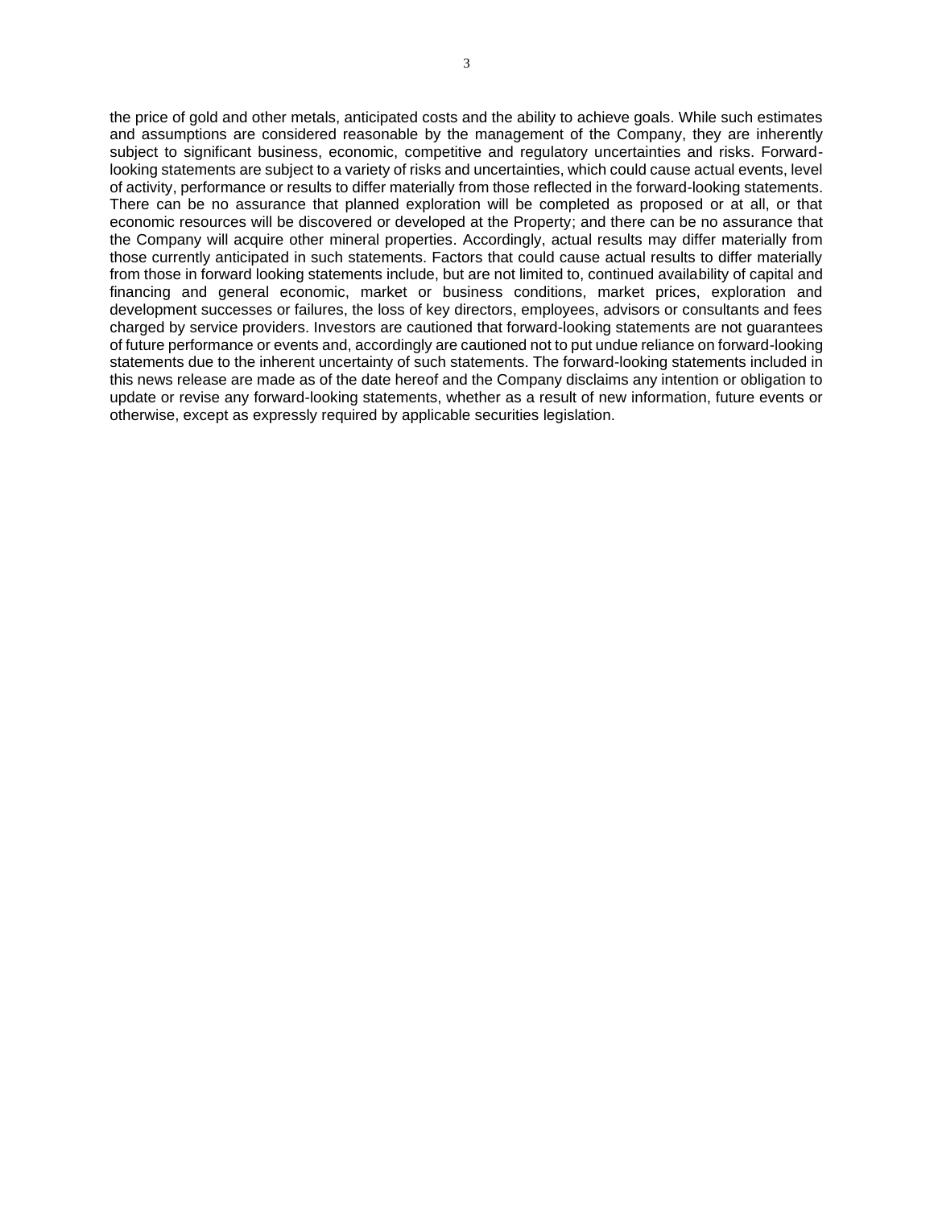the price of gold and other metals, anticipated costs and the ability to achieve goals. While such estimates and assumptions are considered reasonable by the management of the Company, they are inherently subject to significant business, economic, competitive and regulatory uncertainties and risks. Forward-looking statements are subject to a variety of risks and uncertainties, which could cause actual events, level of activity, performance or results to differ materially from those reflected in the forward-looking statements. There can be no assurance that planned exploration will be completed as proposed or at all, or that economic resources will be discovered or developed at the Property; and there can be no assurance that the Company will acquire other mineral properties. Accordingly, actual results may differ materially from those currently anticipated in such statements. Factors that could cause actual results to differ materially from those in forward looking statements include, but are not limited to, continued availability of capital and financing and general economic, market or business conditions, market prices, exploration and development successes or failures, the loss of key directors, employees, advisors or consultants and fees charged by service providers. Investors are cautioned that forward-looking statements are not guarantees of future performance or events and, accordingly are cautioned not to put undue reliance on forward-looking statements due to the inherent uncertainty of such statements. The forward-looking statements included in this news release are made as of the date hereof and the Company disclaims any intention or obligation to update or revise any forward-looking statements, whether as a result of new information, future events or otherwise, except as expressly required by applicable securities legislation.